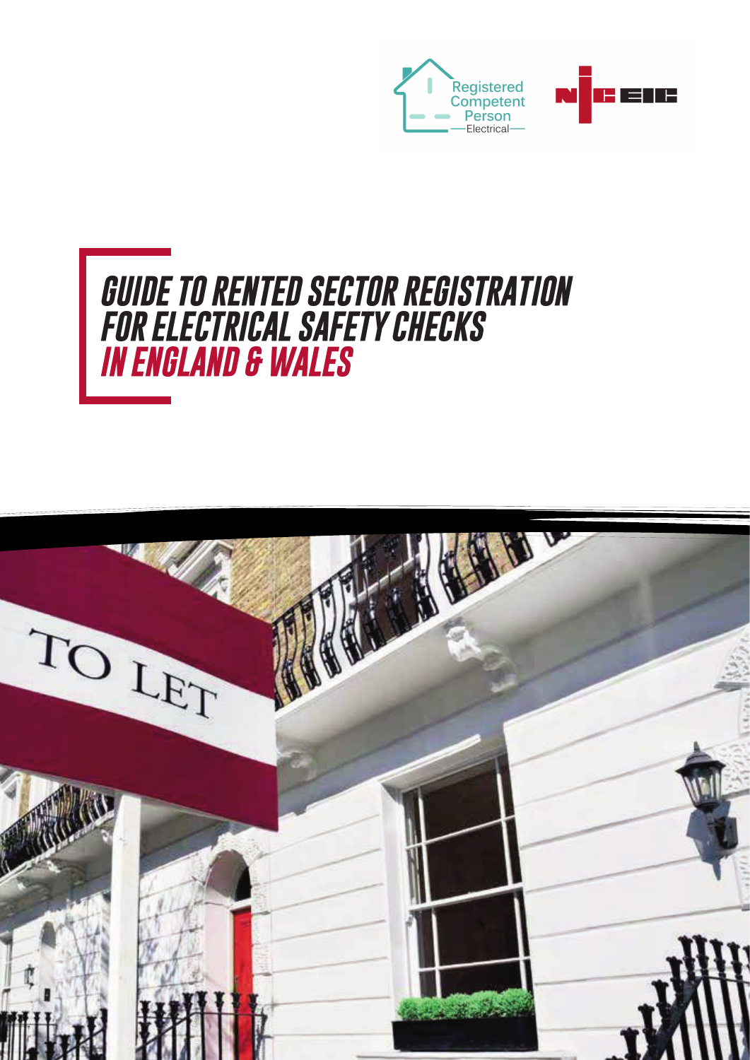Registered Competent Person Electrical

NICEIC

# GUIDE TO RENTED SECTOR REGISTRATION FOR ELECTRICAL SAFETY CHECKS *IN ENGLAND & WALES*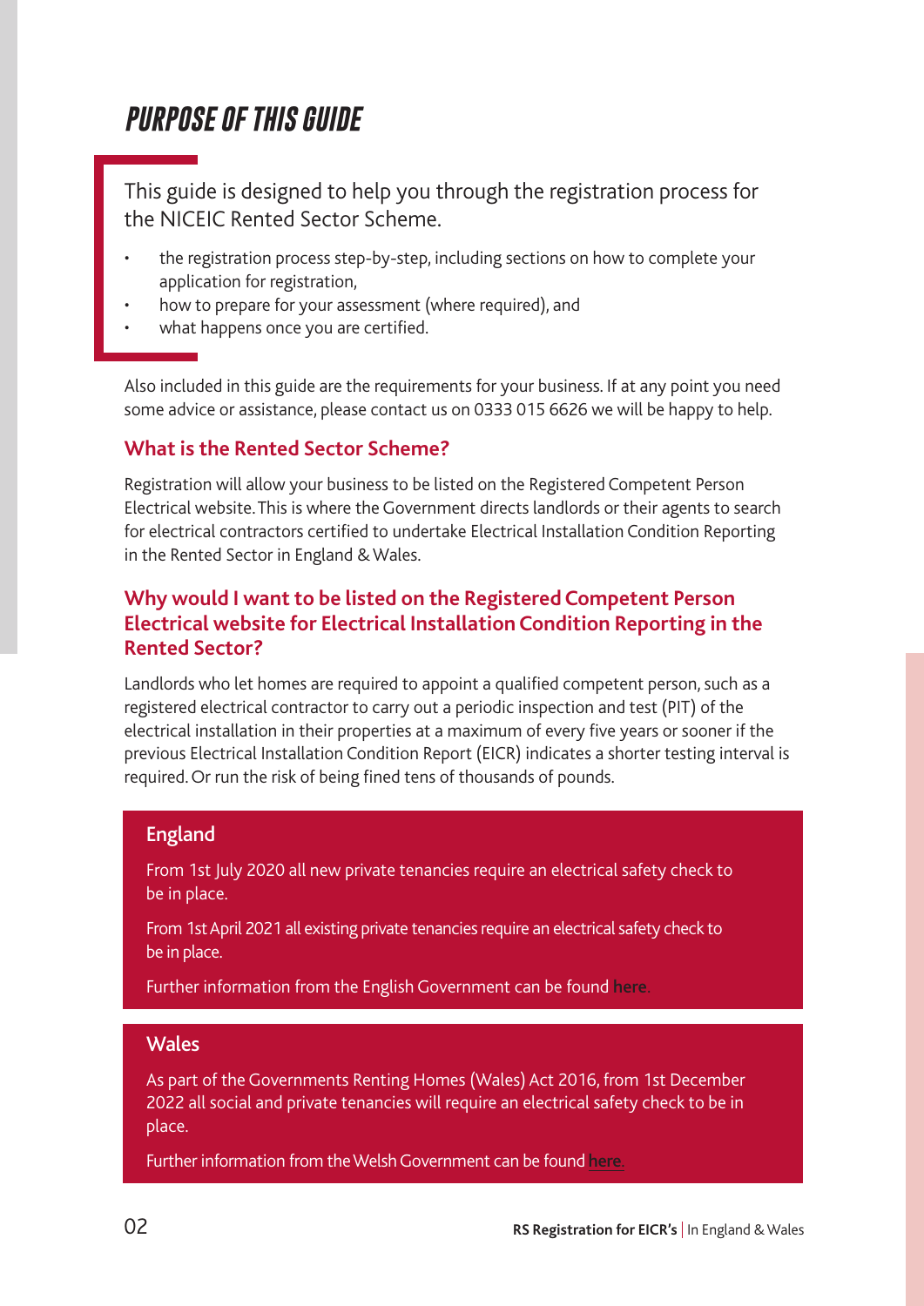# PURPOSE OF THIS GUIDE

This guide is designed to help you through the registration process for the NICEIC Rented Sector Scheme.

- the registration process step-by-step, including sections on how to complete your application for registration,
- how to prepare for your assessment (where required), and
- what happens once you are certified.

Also included in this guide are the requirements for your business. If at any point you need some advice or assistance, please contact us on 0333 015 6626 we will be happy to help.

## What is the Rented Sector Scheme?

Registration will allow your business to be listed on the Registered Competent Person Electrical website. This is where the Government directs landlords or their agents to search for electrical contractors certified to undertake Electrical Installation Condition Reporting in the Rented Sector in England & Wales.

## Why would I want to be listed on the Registered Competent Person Electrical website for Electrical Installation Condition Reporting in the Rented Sector?

Landlords who let homes are required to appoint a qualified competent person, such as a registered electrical contractor to carry out a periodic inspection and test (PIT) of the electrical installation in their properties at a maximum of every five years or sooner if the previous Electrical Installation Condition Report (EICR) indicates a shorter testing interval is required. Or run the risk of being fined tens of thousands of pounds.

### England

From 1st July 2020 all new private tenancies require an electrical safety check to be in place.

From 1st April 2021 all existing private tenancies require an electrical safety check to be in place.

Further information from the English Government can be found here.

### Wales

As part of the Governments Renting Homes (Wales) Act 2016, from 1st December 2022 all social and private tenancies will require an electrical safety check to be in place.

Further information from the Welsh Government can be found here.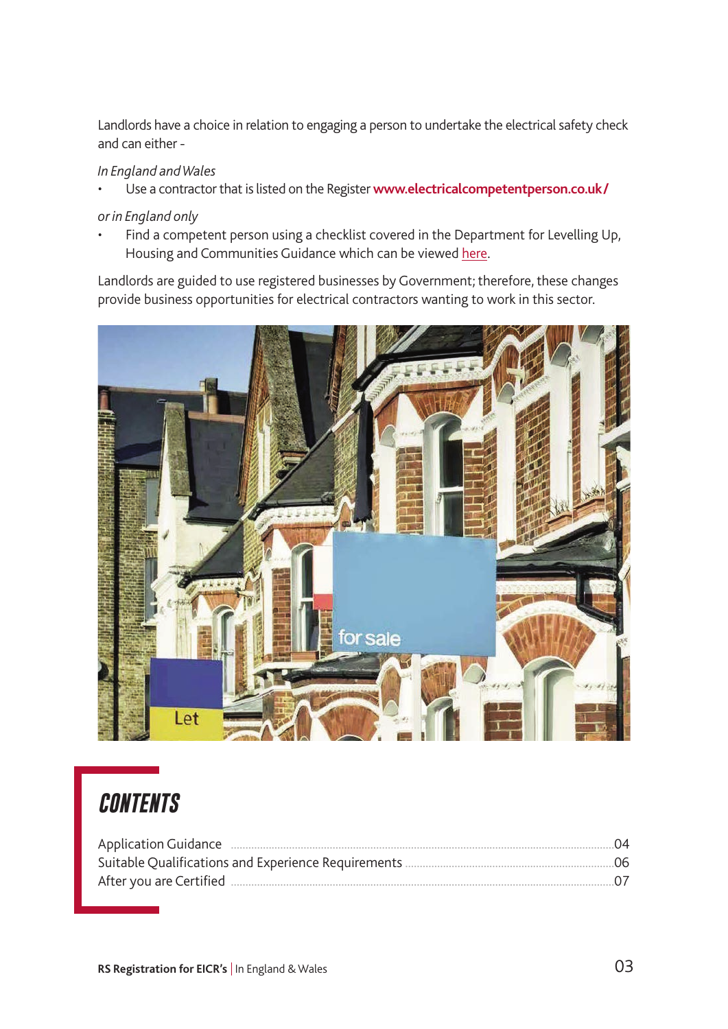Landlords have a choice in relation to engaging a person to undertake the electrical safety check and can either -

*In England and Wales*

- Use a contractor that is listed on the Register **www.electricalcompetentperson.co.uk/**

*or in England only*

- Find a competent person using a checklist covered in the Department for Levelling Up, Housing and Communities Guidance which can be viewed here.

Landlords are guided to use registered businesses by Government; therefore, these changes provide business opportunities for electrical contractors wanting to work in this sector.

## CONTENTS

| | |
|---|---|
| Application Guidance | 04 |
| Suitable Qualifications and Experience Requirements | 06 |
| After you are Certified | 07 |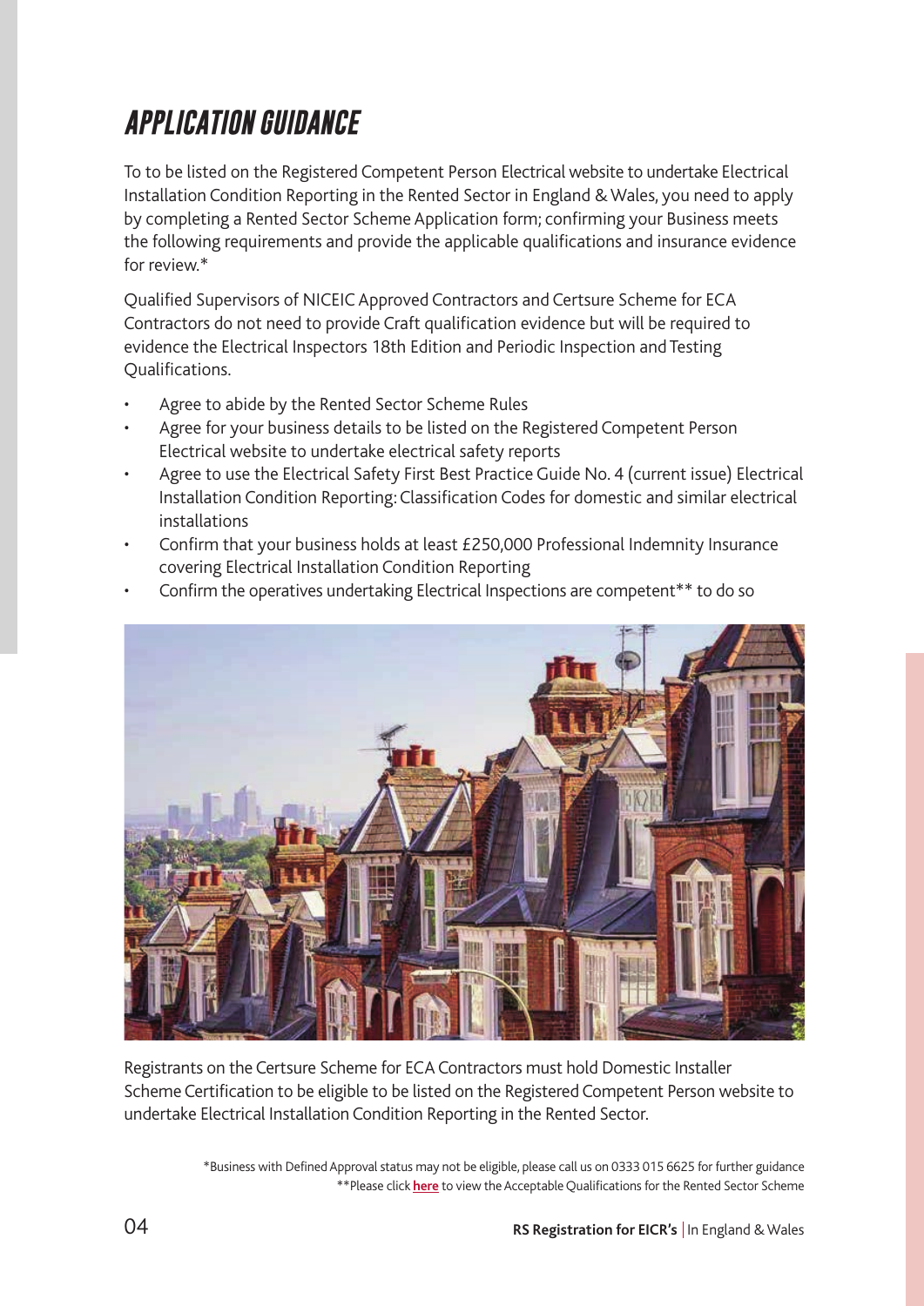# APPLICATION GUIDANCE

To to be listed on the Registered Competent Person Electrical website to undertake Electrical Installation Condition Reporting in the Rented Sector in England & Wales, you need to apply by completing a Rented Sector Scheme Application form; confirming your Business meets the following requirements and provide the applicable qualifications and insurance evidence for review.*

Qualified Supervisors of NICEIC Approved Contractors and Certsure Scheme for ECA Contractors do not need to provide Craft qualification evidence but will be required to evidence the Electrical Inspectors 18th Edition and Periodic Inspection and Testing Qualifications.

- Agree to abide by the Rented Sector Scheme Rules
- Agree for your business details to be listed on the Registered Competent Person Electrical website to undertake electrical safety reports
- Agree to use the Electrical Safety First Best Practice Guide No. 4 (current issue) Electrical Installation Condition Reporting: Classification Codes for domestic and similar electrical installations
- Confirm that your business holds at least £250,000 Professional Indemnity Insurance covering Electrical Installation Condition Reporting
- Confirm the operatives undertaking Electrical Inspections are competent** to do so

Registrants on the Certsure Scheme for ECA Contractors must hold Domestic Installer Scheme Certification to be eligible to be listed on the Registered Competent Person website to undertake Electrical Installation Condition Reporting in the Rented Sector.

*Business with Defined Approval status may not be eligible, please call us on 0333 015 6625 for further guidance
**Please click **here** to view the Acceptable Qualifications for the Rented Sector Scheme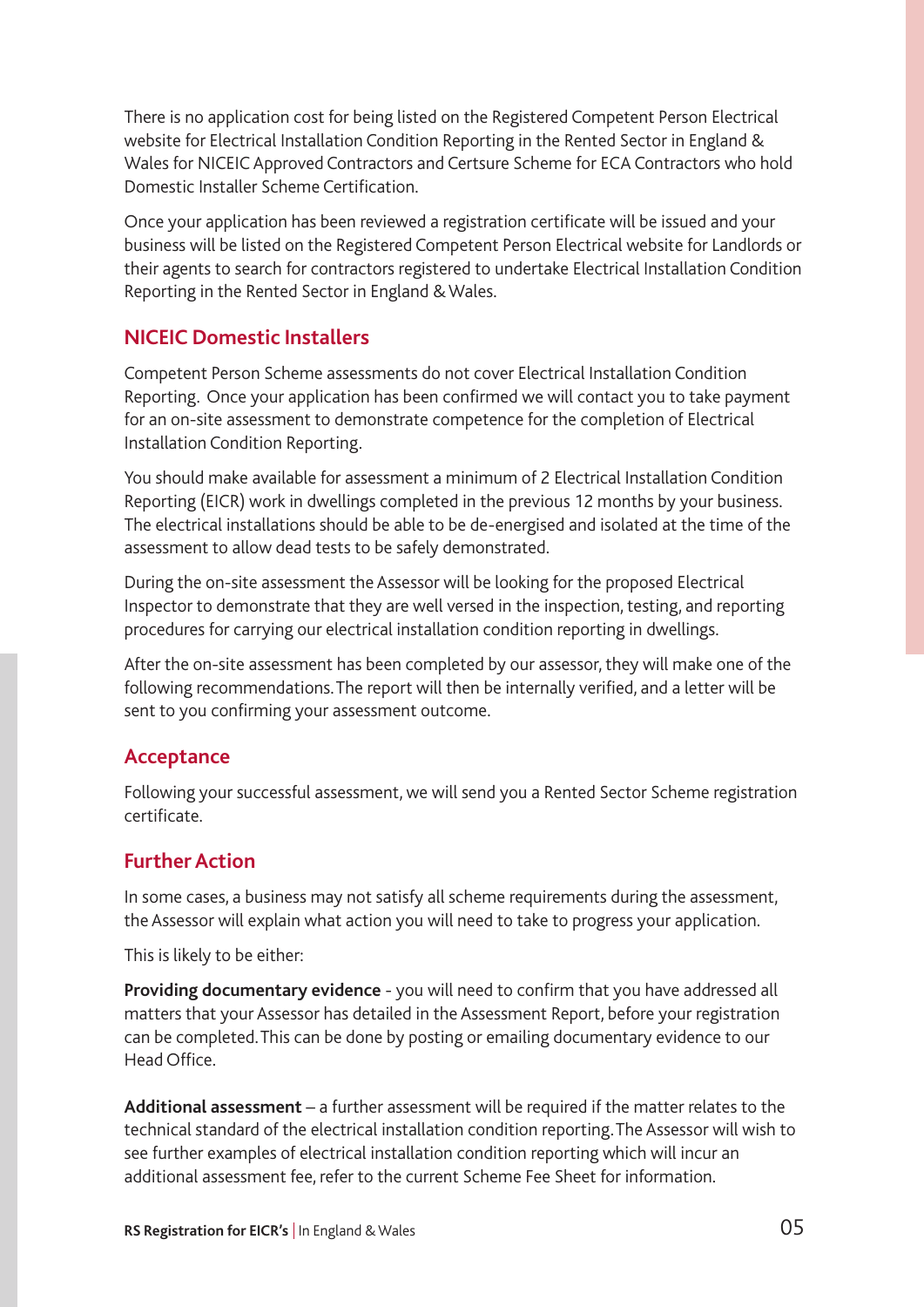There is no application cost for being listed on the Registered Competent Person Electrical website for Electrical Installation Condition Reporting in the Rented Sector in England & Wales for NICEIC Approved Contractors and Certsure Scheme for ECA Contractors who hold Domestic Installer Scheme Certification.

Once your application has been reviewed a registration certificate will be issued and your business will be listed on the Registered Competent Person Electrical website for Landlords or their agents to search for contractors registered to undertake Electrical Installation Condition Reporting in the Rented Sector in England & Wales.

## NICEIC Domestic Installers

Competent Person Scheme assessments do not cover Electrical Installation Condition Reporting. Once your application has been confirmed we will contact you to take payment for an on-site assessment to demonstrate competence for the completion of Electrical Installation Condition Reporting.

You should make available for assessment a minimum of 2 Electrical Installation Condition Reporting (EICR) work in dwellings completed in the previous 12 months by your business. The electrical installations should be able to be de-energised and isolated at the time of the assessment to allow dead tests to be safely demonstrated.

During the on-site assessment the Assessor will be looking for the proposed Electrical Inspector to demonstrate that they are well versed in the inspection, testing, and reporting procedures for carrying our electrical installation condition reporting in dwellings.

After the on-site assessment has been completed by our assessor, they will make one of the following recommendations. The report will then be internally verified, and a letter will be sent to you confirming your assessment outcome.

## Acceptance

Following your successful assessment, we will send you a Rented Sector Scheme registration certificate.

## Further Action

In some cases, a business may not satisfy all scheme requirements during the assessment, the Assessor will explain what action you will need to take to progress your application.

This is likely to be either:

**Providing documentary evidence** - you will need to confirm that you have addressed all matters that your Assessor has detailed in the Assessment Report, before your registration can be completed. This can be done by posting or emailing documentary evidence to our Head Office.

**Additional assessment** – a further assessment will be required if the matter relates to the technical standard of the electrical installation condition reporting. The Assessor will wish to see further examples of electrical installation condition reporting which will incur an additional assessment fee, refer to the current Scheme Fee Sheet for information.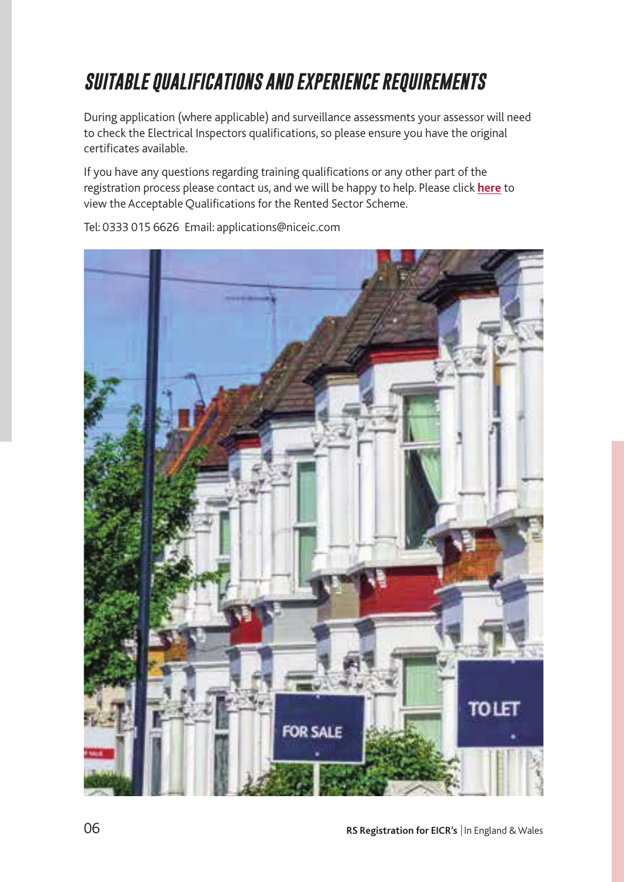# SUITABLE QUALIFICATIONS AND EXPERIENCE REQUIREMENTS

During application (where applicable) and surveillance assessments your assessor will need to check the Electrical Inspectors qualifications, so please ensure you have the original certificates available.

If you have any questions regarding training qualifications or any other part of the registration process please contact us, and we will be happy to help. Please click **here** to view the Acceptable Qualifications for the Rented Sector Scheme.

Tel: 0333 015 6626 Email: applications@niceic.com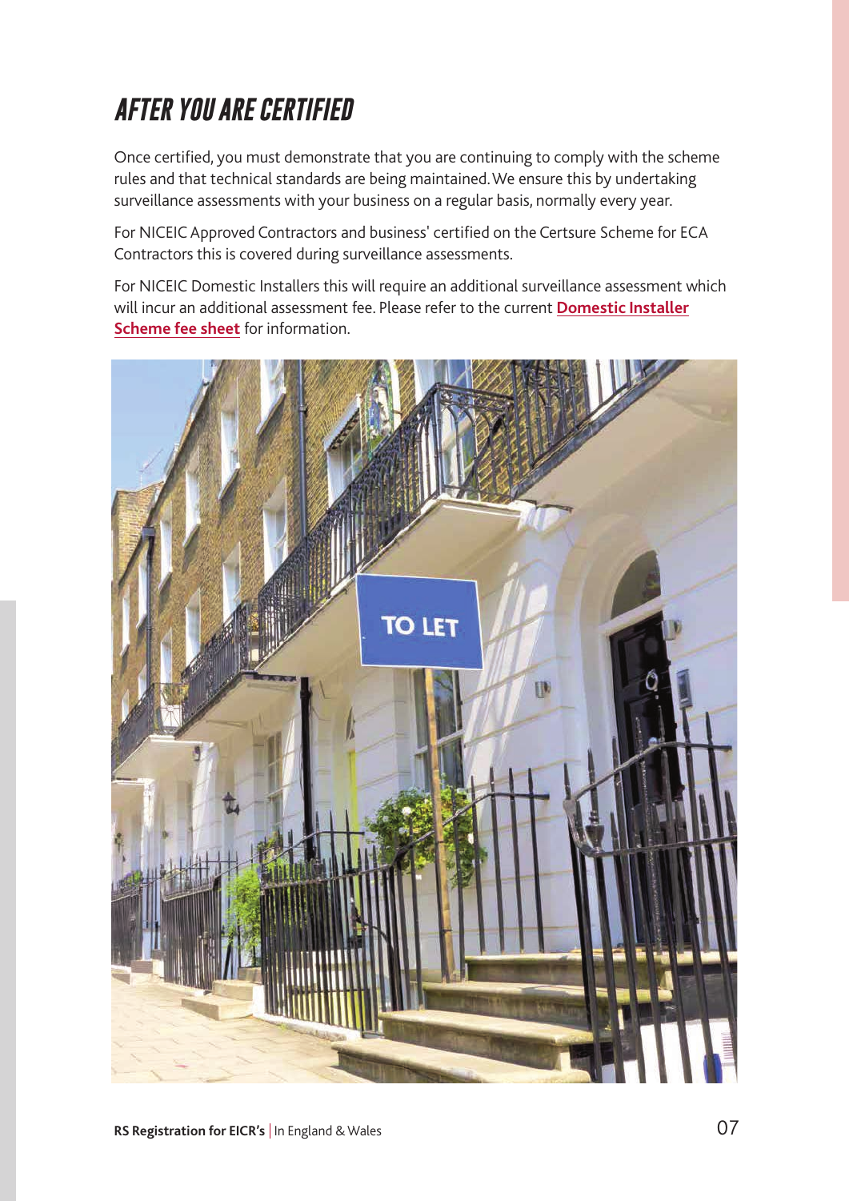# AFTER YOU ARE CERTIFIED

Once certified, you must demonstrate that you are continuing to comply with the scheme rules and that technical standards are being maintained. We ensure this by undertaking surveillance assessments with your business on a regular basis, normally every year.

For NICEIC Approved Contractors and business' certified on the Certsure Scheme for ECA Contractors this is covered during surveillance assessments.

For NICEIC Domestic Installers this will require an additional surveillance assessment which will incur an additional assessment fee. Please refer to the current **Domestic Installer Scheme fee sheet** for information.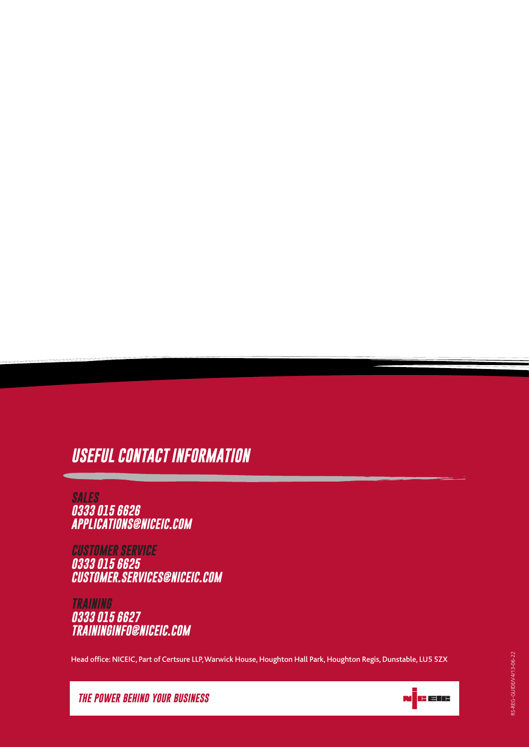## USEFUL CONTACT INFORMATION

**SALES**
0333 015 6626
APPLICATIONS@NICEIC.COM

**CUSTOMER SERVICE**
0333 015 6625
CUSTOMER.SERVICES@NICEIC.COM

**TRAINING**
0333 015 6627
TRAININGINFO@NICEIC.COM

Head office: NICEIC, Part of Certsure LLP, Warwick House, Houghton Hall Park, Houghton Regis, Dunstable, LU5 5ZX

*THE POWER BEHIND YOUR BUSINESS*

RS-REG-GUIDE/V4/13-06-22